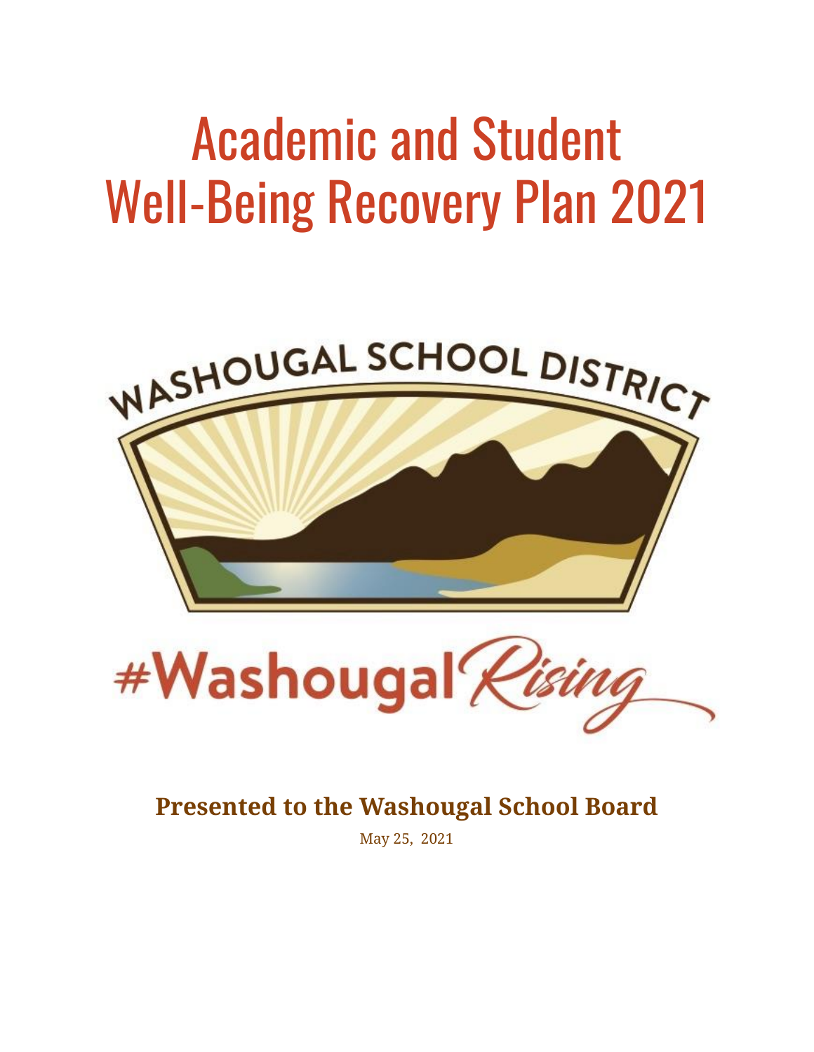# Academic and Student Well-Being Recovery Plan 2021

WASHOUGAL SCHOOL DISTRICT

#WashougalRising

**Presented to the Washougal School Board**

May 25, 2021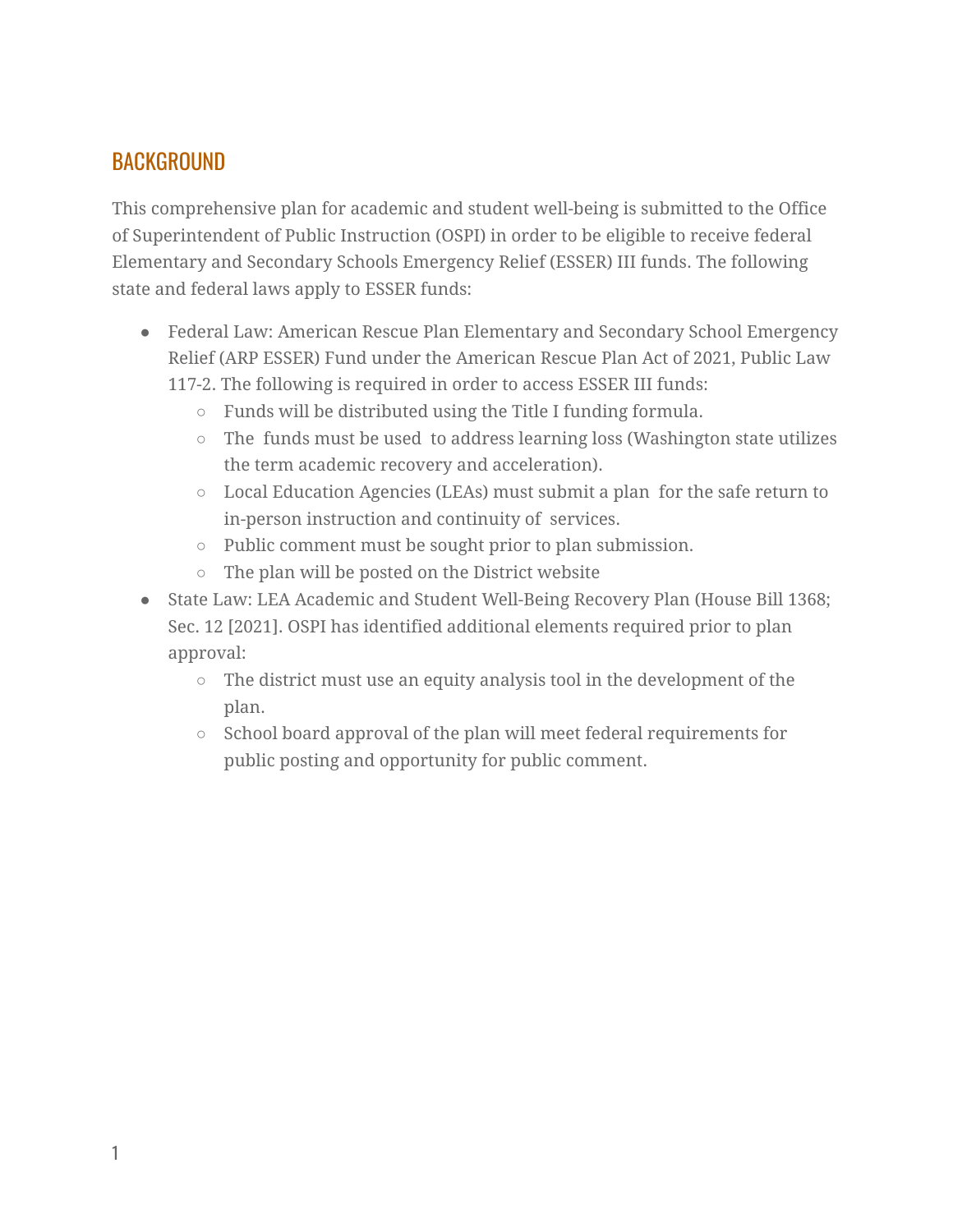## BACKGROUND

This comprehensive plan for academic and student well-being is submitted to the Office of Superintendent of Public Instruction (OSPI) in order to be eligible to receive federal Elementary and Secondary Schools Emergency Relief (ESSER) III funds. The following state and federal laws apply to ESSER funds:

- Federal Law: American Rescue Plan Elementary and Secondary School Emergency Relief (ARP ESSER) Fund under the American Rescue Plan Act of 2021, Public Law 117-2. The following is required in order to access ESSER III funds:
  - Funds will be distributed using the Title I funding formula.
  - The funds must be used to address learning loss (Washington state utilizes the term academic recovery and acceleration).
  - Local Education Agencies (LEAs) must submit a plan for the safe return to in-person instruction and continuity of services.
  - Public comment must be sought prior to plan submission.
  - The plan will be posted on the District website
- State Law: LEA Academic and Student Well-Being Recovery Plan (House Bill 1368; Sec. 12 [2021]. OSPI has identified additional elements required prior to plan approval:
  - The district must use an equity analysis tool in the development of the plan.
  - School board approval of the plan will meet federal requirements for public posting and opportunity for public comment.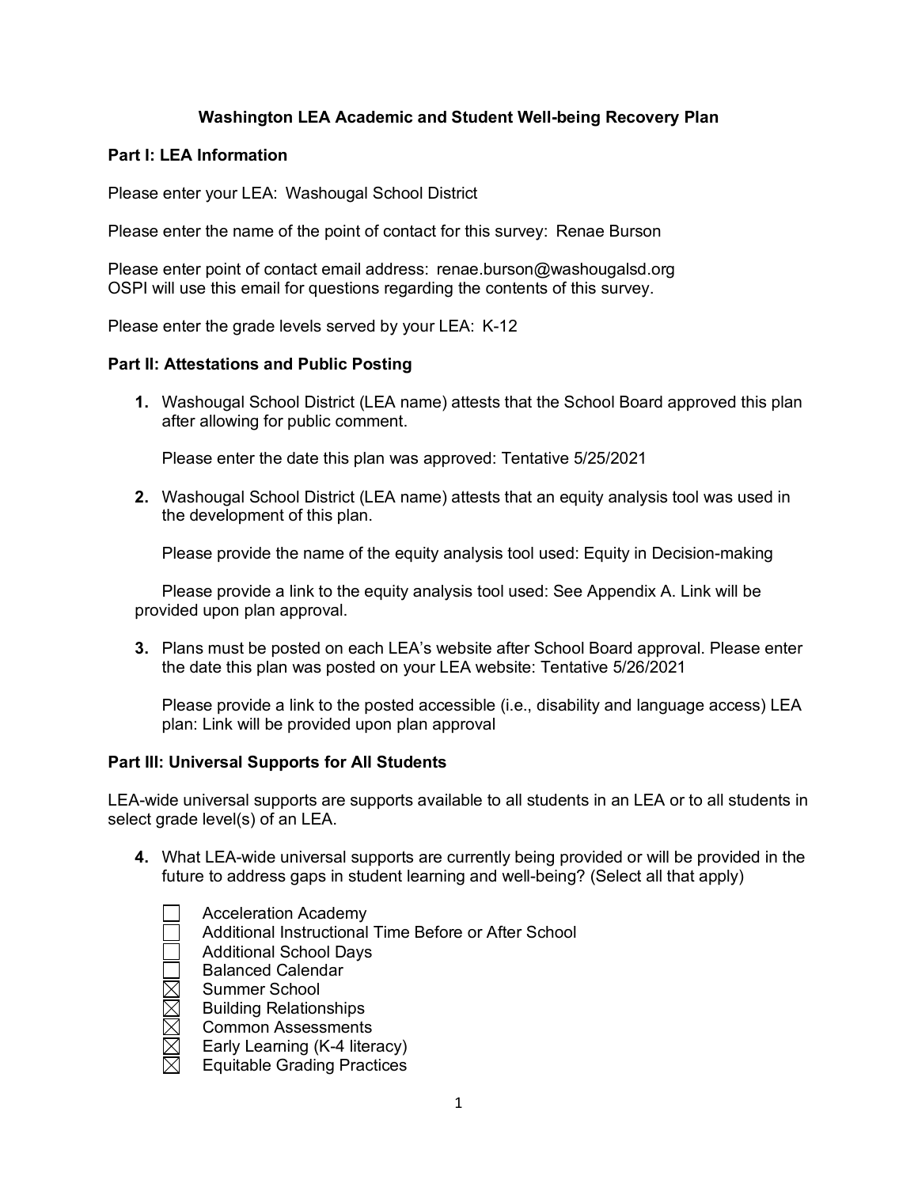**Washington LEA Academic and Student Well-being Recovery Plan**

**Part I: LEA Information**

Please enter your LEA: Washougal School District

Please enter the name of the point of contact for this survey: Renae Burson

Please enter point of contact email address: renae.burson@washougalsd.org
OSPI will use this email for questions regarding the contents of this survey.

Please enter the grade levels served by your LEA: K-12

**Part II: Attestations and Public Posting**

1. Washougal School District (LEA name) attests that the School Board approved this plan after allowing for public comment.

   Please enter the date this plan was approved: Tentative 5/25/2021

2. Washougal School District (LEA name) attests that an equity analysis tool was used in the development of this plan.

   Please provide the name of the equity analysis tool used: Equity in Decision-making

   Please provide a link to the equity analysis tool used: See Appendix A. Link will be provided upon plan approval.

3. Plans must be posted on each LEA's website after School Board approval. Please enter the date this plan was posted on your LEA website: Tentative 5/26/2021

   Please provide a link to the posted accessible (i.e., disability and language access) LEA plan: Link will be provided upon plan approval

**Part III: Universal Supports for All Students**

LEA-wide universal supports are supports available to all students in an LEA or to all students in select grade level(s) of an LEA.

4. What LEA-wide universal supports are currently being provided or will be provided in the future to address gaps in student learning and well-being? (Select all that apply)

   - ☐ Acceleration Academy
   - ☐ Additional Instructional Time Before or After School
   - ☐ Additional School Days
   - ☐ Balanced Calendar
   - ☒ Summer School
   - ☒ Building Relationships
   - ☒ Common Assessments
   - ☒ Early Learning (K-4 literacy)
   - ☒ Equitable Grading Practices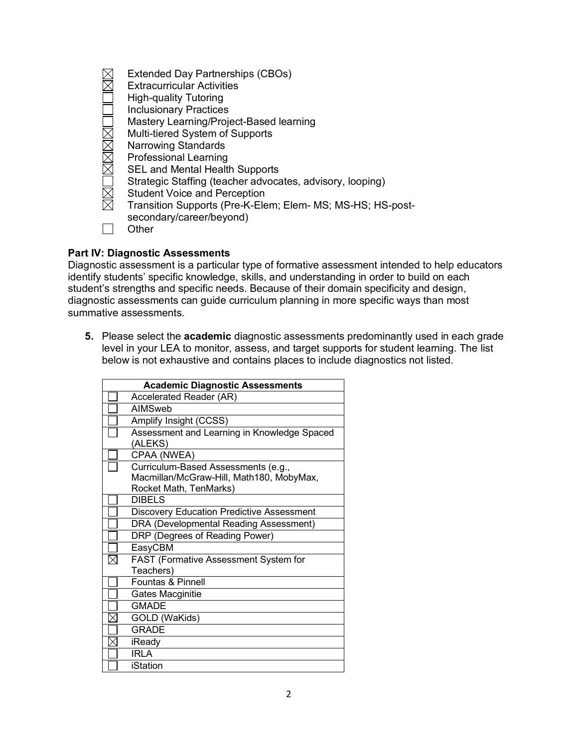- ☒ Extended Day Partnerships (CBOs)
- ☒ Extracurricular Activities
- ☐ High-quality Tutoring
- ☐ Inclusionary Practices
- ☐ Mastery Learning/Project-Based learning
- ☒ Multi-tiered System of Supports
- ☒ Narrowing Standards
- ☒ Professional Learning
- ☒ SEL and Mental Health Supports
- ☐ Strategic Staffing (teacher advocates, advisory, looping)
- ☒ Student Voice and Perception
- ☒ Transition Supports (Pre-K-Elem; Elem- MS; MS-HS; HS-post-secondary/career/beyond)
- ☐ Other

**Part IV: Diagnostic Assessments**

Diagnostic assessment is a particular type of formative assessment intended to help educators identify students' specific knowledge, skills, and understanding in order to build on each student's strengths and specific needs. Because of their domain specificity and design, diagnostic assessments can guide curriculum planning in more specific ways than most summative assessments.

**5.** Please select the **academic** diagnostic assessments predominantly used in each grade level in your LEA to monitor, assess, and target supports for student learning. The list below is not exhaustive and contains places to include diagnostics not listed.

| Academic Diagnostic Assessments | |
|---|---|
| ☐ | Accelerated Reader (AR) |
| ☐ | AIMSweb |
| ☐ | Amplify Insight (CCSS) |
| ☐ | Assessment and Learning in Knowledge Spaced (ALEKS) |
| ☐ | CPAA (NWEA) |
| ☐ | Curriculum-Based Assessments (e.g., Macmillan/McGraw-Hill, Math180, MobyMax, Rocket Math, TenMarks) |
| ☐ | DIBELS |
| ☐ | Discovery Education Predictive Assessment |
| ☐ | DRA (Developmental Reading Assessment) |
| ☐ | DRP (Degrees of Reading Power) |
| ☐ | EasyCBM |
| ☒ | FAST (Formative Assessment System for Teachers) |
| ☐ | Fountas & Pinnell |
| ☐ | Gates Macginitie |
| ☐ | GMADE |
| ☒ | GOLD (WaKids) |
| ☐ | GRADE |
| ☒ | iReady |
| ☐ | IRLA |
| ☐ | iStation |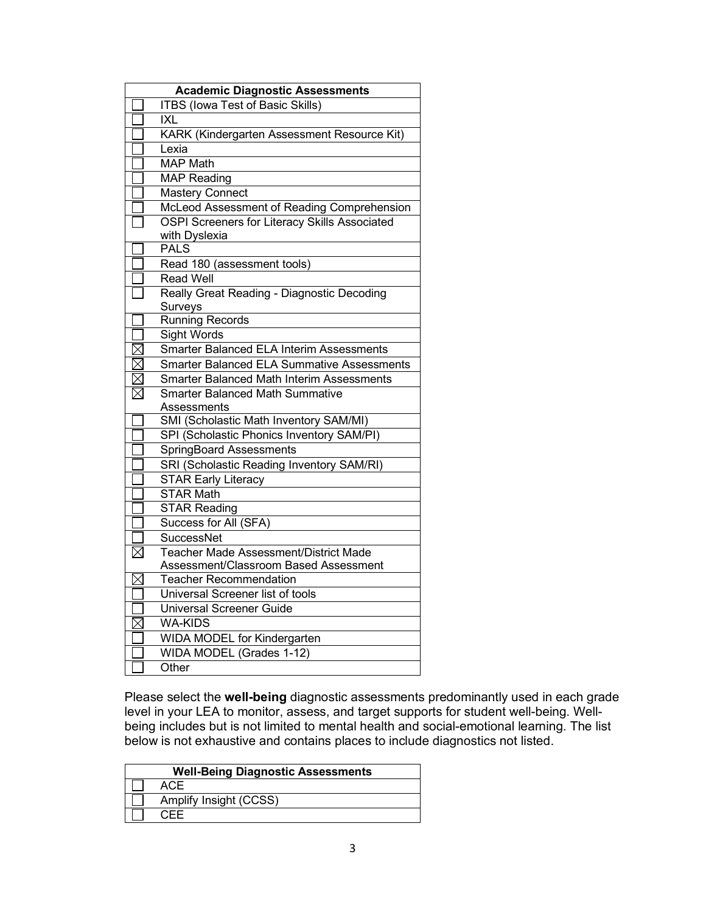| | Academic Diagnostic Assessments |
|---|---|
| ☐ | ITBS (Iowa Test of Basic Skills) |
| ☐ | IXL |
| ☐ | KARK (Kindergarten Assessment Resource Kit) |
| ☐ | Lexia |
| ☐ | MAP Math |
| ☐ | MAP Reading |
| ☐ | Mastery Connect |
| ☐ | McLeod Assessment of Reading Comprehension |
| ☐ | OSPI Screeners for Literacy Skills Associated with Dyslexia |
| ☐ | PALS |
| ☐ | Read 180 (assessment tools) |
| ☐ | Read Well |
| ☐ | Really Great Reading - Diagnostic Decoding Surveys |
| ☐ | Running Records |
| ☐ | Sight Words |
| ☒ | Smarter Balanced ELA Interim Assessments |
| ☒ | Smarter Balanced ELA Summative Assessments |
| ☒ | Smarter Balanced Math Interim Assessments |
| ☒ | Smarter Balanced Math Summative Assessments |
| ☐ | SMI (Scholastic Math Inventory SAM/MI) |
| ☐ | SPI (Scholastic Phonics Inventory SAM/PI) |
| ☐ | SpringBoard Assessments |
| ☐ | SRI (Scholastic Reading Inventory SAM/RI) |
| ☐ | STAR Early Literacy |
| ☐ | STAR Math |
| ☐ | STAR Reading |
| ☐ | Success for All (SFA) |
| ☐ | SuccessNet |
| ☒ | Teacher Made Assessment/District Made Assessment/Classroom Based Assessment |
| ☒ | Teacher Recommendation |
| ☐ | Universal Screener list of tools |
| ☐ | Universal Screener Guide |
| ☒ | WA-KIDS |
| ☐ | WIDA MODEL for Kindergarten |
| ☐ | WIDA MODEL (Grades 1-12) |
| ☐ | Other |

Please select the **well-being** diagnostic assessments predominantly used in each grade level in your LEA to monitor, assess, and target supports for student well-being. Well-being includes but is not limited to mental health and social-emotional learning. The list below is not exhaustive and contains places to include diagnostics not listed.

| | Well-Being Diagnostic Assessments |
|---|---|
| ☐ | ACE |
| ☐ | Amplify Insight (CCSS) |
| ☐ | CEE |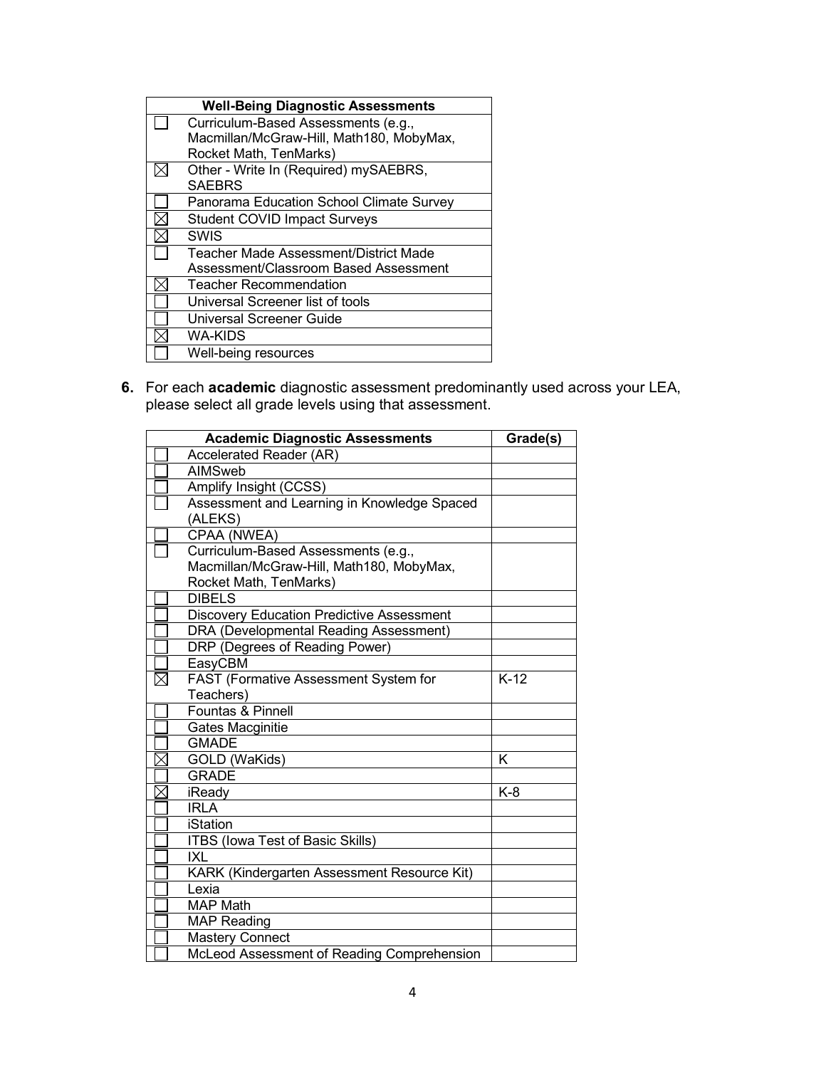| | Well-Being Diagnostic Assessments |
|---|---|
| ☐ | Curriculum-Based Assessments (e.g., Macmillan/McGraw-Hill, Math180, MobyMax, Rocket Math, TenMarks) |
| ☒ | Other - Write In (Required) mySAEBRS, SAEBRS |
| ☐ | Panorama Education School Climate Survey |
| ☒ | Student COVID Impact Surveys |
| ☒ | SWIS |
| ☐ | Teacher Made Assessment/District Made Assessment/Classroom Based Assessment |
| ☒ | Teacher Recommendation |
| ☐ | Universal Screener list of tools |
| ☐ | Universal Screener Guide |
| ☒ | WA-KIDS |
| ☐ | Well-being resources |

6. For each **academic** diagnostic assessment predominantly used across your LEA, please select all grade levels using that assessment.

| | Academic Diagnostic Assessments | Grade(s) |
|---|---|---|
| ☐ | Accelerated Reader (AR) | |
| ☐ | AIMSweb | |
| ☐ | Amplify Insight (CCSS) | |
| ☐ | Assessment and Learning in Knowledge Spaced (ALEKS) | |
| ☐ | CPAA (NWEA) | |
| ☐ | Curriculum-Based Assessments (e.g., Macmillan/McGraw-Hill, Math180, MobyMax, Rocket Math, TenMarks) | |
| ☐ | DIBELS | |
| ☐ | Discovery Education Predictive Assessment | |
| ☐ | DRA (Developmental Reading Assessment) | |
| ☐ | DRP (Degrees of Reading Power) | |
| ☐ | EasyCBM | |
| ☒ | FAST (Formative Assessment System for Teachers) | K-12 |
| ☐ | Fountas & Pinnell | |
| ☐ | Gates Macginitie | |
| ☐ | GMADE | |
| ☒ | GOLD (WaKids) | K |
| ☐ | GRADE | |
| ☒ | iReady | K-8 |
| ☐ | IRLA | |
| ☐ | iStation | |
| ☐ | ITBS (Iowa Test of Basic Skills) | |
| ☐ | IXL | |
| ☐ | KARK (Kindergarten Assessment Resource Kit) | |
| ☐ | Lexia | |
| ☐ | MAP Math | |
| ☐ | MAP Reading | |
| ☐ | Mastery Connect | |
| ☐ | McLeod Assessment of Reading Comprehension | |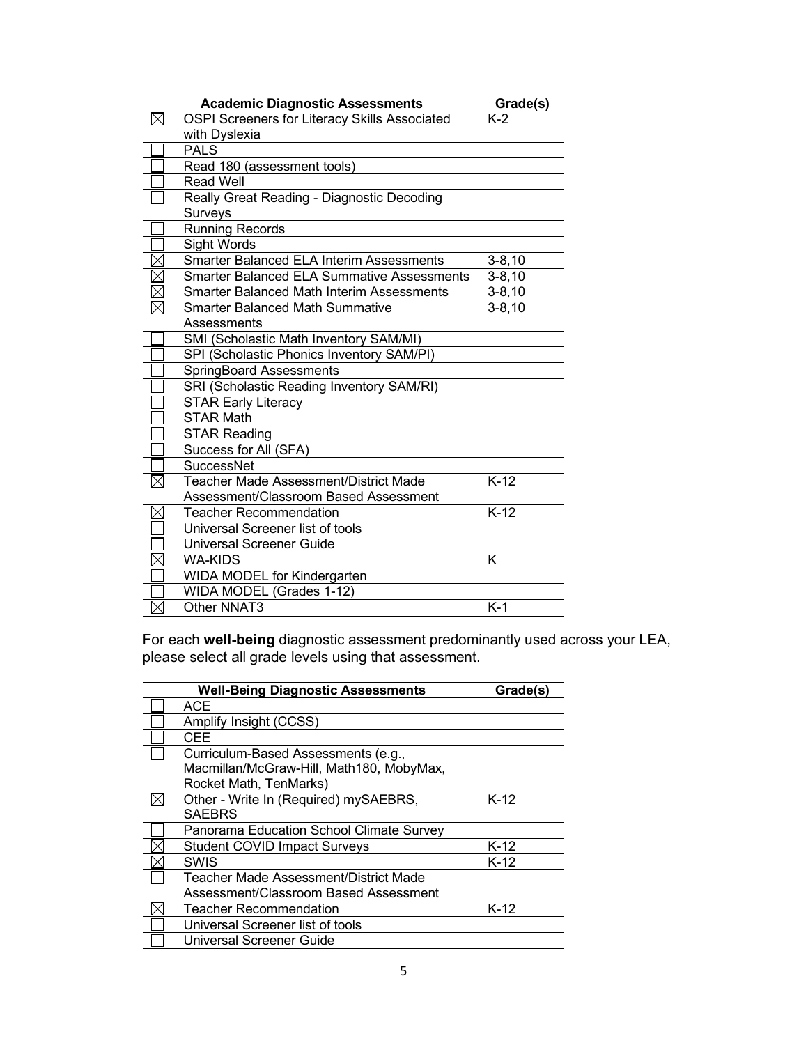| | Academic Diagnostic Assessments | Grade(s) |
|---|---|---|
| ☒ | OSPI Screeners for Literacy Skills Associated with Dyslexia | K-2 |
| ☐ | PALS | |
| ☐ | Read 180 (assessment tools) | |
| ☐ | Read Well | |
| ☐ | Really Great Reading - Diagnostic Decoding Surveys | |
| ☐ | Running Records | |
| ☐ | Sight Words | |
| ☒ | Smarter Balanced ELA Interim Assessments | 3-8,10 |
| ☒ | Smarter Balanced ELA Summative Assessments | 3-8,10 |
| ☒ | Smarter Balanced Math Interim Assessments | 3-8,10 |
| ☒ | Smarter Balanced Math Summative Assessments | 3-8,10 |
| ☐ | SMI (Scholastic Math Inventory SAM/MI) | |
| ☐ | SPI (Scholastic Phonics Inventory SAM/PI) | |
| ☐ | SpringBoard Assessments | |
| ☐ | SRI (Scholastic Reading Inventory SAM/RI) | |
| ☐ | STAR Early Literacy | |
| ☐ | STAR Math | |
| ☐ | STAR Reading | |
| ☐ | Success for All (SFA) | |
| ☐ | SuccessNet | |
| ☒ | Teacher Made Assessment/District Made Assessment/Classroom Based Assessment | K-12 |
| ☒ | Teacher Recommendation | K-12 |
| ☐ | Universal Screener list of tools | |
| ☐ | Universal Screener Guide | |
| ☒ | WA-KIDS | K |
| ☐ | WIDA MODEL for Kindergarten | |
| ☐ | WIDA MODEL (Grades 1-12) | |
| ☒ | Other NNAT3 | K-1 |

For each **well-being** diagnostic assessment predominantly used across your LEA, please select all grade levels using that assessment.

| | Well-Being Diagnostic Assessments | Grade(s) |
|---|---|---|
| ☐ | ACE | |
| ☐ | Amplify Insight (CCSS) | |
| ☐ | CEE | |
| ☐ | Curriculum-Based Assessments (e.g., Macmillan/McGraw-Hill, Math180, MobyMax, Rocket Math, TenMarks) | |
| ☒ | Other - Write In (Required) mySAEBRS, SAEBRS | K-12 |
| ☐ | Panorama Education School Climate Survey | |
| ☒ | Student COVID Impact Surveys | K-12 |
| ☒ | SWIS | K-12 |
| ☐ | Teacher Made Assessment/District Made Assessment/Classroom Based Assessment | |
| ☒ | Teacher Recommendation | K-12 |
| ☐ | Universal Screener list of tools | |
| ☐ | Universal Screener Guide | |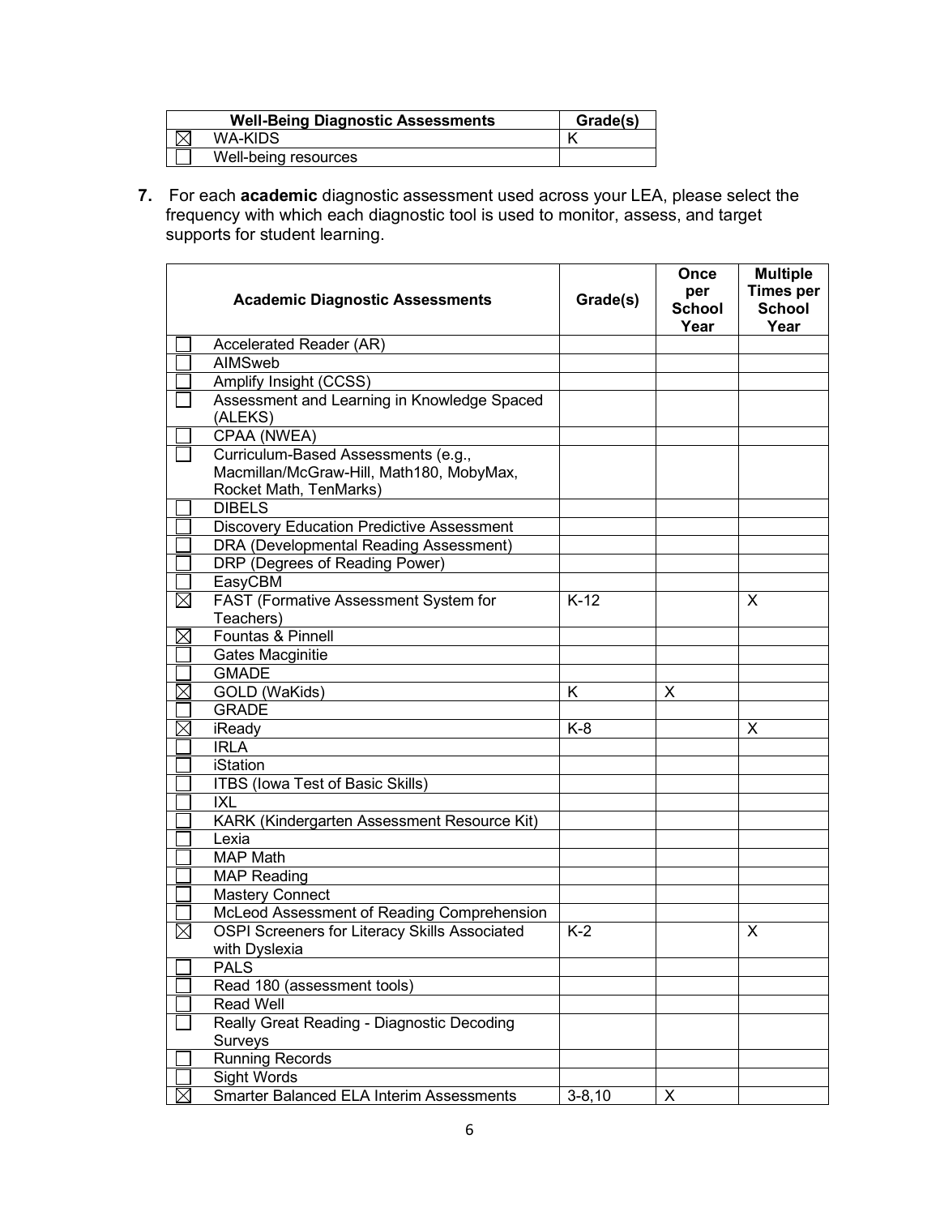| | Well-Being Diagnostic Assessments | Grade(s) |
|---|---|---|
| ☒ | WA-KIDS | K |
| ☐ | Well-being resources | |

7. For each **academic** diagnostic assessment used across your LEA, please select the frequency with which each diagnostic tool is used to monitor, assess, and target supports for student learning.

| | Academic Diagnostic Assessments | Grade(s) | Once per School Year | Multiple Times per School Year |
|---|---|---|---|---|
| ☐ | Accelerated Reader (AR) | | | |
| ☐ | AIMSweb | | | |
| ☐ | Amplify Insight (CCSS) | | | |
| ☐ | Assessment and Learning in Knowledge Spaced (ALEKS) | | | |
| ☐ | CPAA (NWEA) | | | |
| ☐ | Curriculum-Based Assessments (e.g., Macmillan/McGraw-Hill, Math180, MobyMax, Rocket Math, TenMarks) | | | |
| ☐ | DIBELS | | | |
| ☐ | Discovery Education Predictive Assessment | | | |
| ☐ | DRA (Developmental Reading Assessment) | | | |
| ☐ | DRP (Degrees of Reading Power) | | | |
| ☐ | EasyCBM | | | |
| ☒ | FAST (Formative Assessment System for Teachers) | K-12 | | X |
| ☒ | Fountas & Pinnell | | | |
| ☐ | Gates Macginitie | | | |
| ☐ | GMADE | | | |
| ☒ | GOLD (WaKids) | K | X | |
| ☐ | GRADE | | | |
| ☒ | iReady | K-8 | | X |
| ☐ | IRLA | | | |
| ☐ | iStation | | | |
| ☐ | ITBS (Iowa Test of Basic Skills) | | | |
| ☐ | IXL | | | |
| ☐ | KARK (Kindergarten Assessment Resource Kit) | | | |
| ☐ | Lexia | | | |
| ☐ | MAP Math | | | |
| ☐ | MAP Reading | | | |
| ☐ | Mastery Connect | | | |
| ☐ | McLeod Assessment of Reading Comprehension | | | |
| ☒ | OSPI Screeners for Literacy Skills Associated with Dyslexia | K-2 | | X |
| ☐ | PALS | | | |
| ☐ | Read 180 (assessment tools) | | | |
| ☐ | Read Well | | | |
| ☐ | Really Great Reading - Diagnostic Decoding Surveys | | | |
| ☐ | Running Records | | | |
| ☐ | Sight Words | | | |
| ☒ | Smarter Balanced ELA Interim Assessments | 3-8,10 | X | |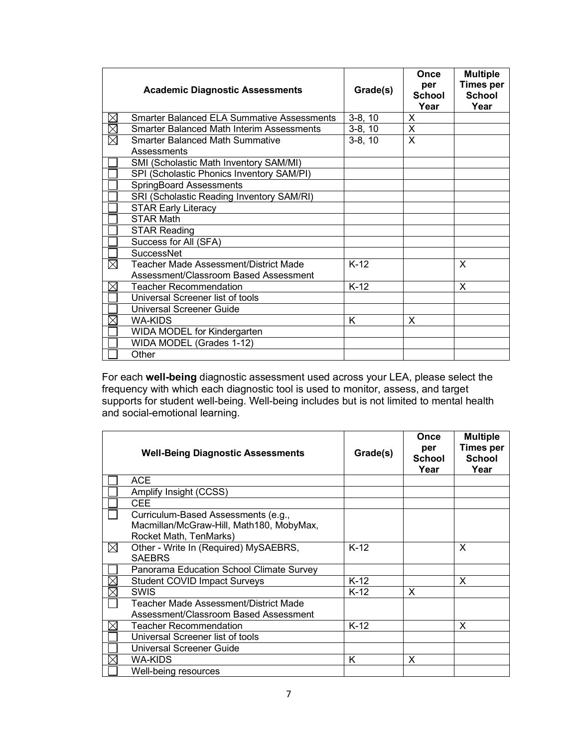| | Academic Diagnostic Assessments | Grade(s) | Once per School Year | Multiple Times per School Year |
|---|---|---|---|---|
| ☒ | Smarter Balanced ELA Summative Assessments | 3-8, 10 | X | |
| ☒ | Smarter Balanced Math Interim Assessments | 3-8, 10 | X | |
| ☒ | Smarter Balanced Math Summative Assessments | 3-8, 10 | X | |
| ☐ | SMI (Scholastic Math Inventory SAM/MI) | | | |
| ☐ | SPI (Scholastic Phonics Inventory SAM/PI) | | | |
| ☐ | SpringBoard Assessments | | | |
| ☐ | SRI (Scholastic Reading Inventory SAM/RI) | | | |
| ☐ | STAR Early Literacy | | | |
| ☐ | STAR Math | | | |
| ☐ | STAR Reading | | | |
| ☐ | Success for All (SFA) | | | |
| ☐ | SuccessNet | | | |
| ☒ | Teacher Made Assessment/District Made Assessment/Classroom Based Assessment | K-12 | | X |
| ☒ | Teacher Recommendation | K-12 | | X |
| ☐ | Universal Screener list of tools | | | |
| ☐ | Universal Screener Guide | | | |
| ☒ | WA-KIDS | K | X | |
| ☐ | WIDA MODEL for Kindergarten | | | |
| ☐ | WIDA MODEL (Grades 1-12) | | | |
| ☐ | Other | | | |

For each **well-being** diagnostic assessment used across your LEA, please select the frequency with which each diagnostic tool is used to monitor, assess, and target supports for student well-being. Well-being includes but is not limited to mental health and social-emotional learning.

| | Well-Being Diagnostic Assessments | Grade(s) | Once per School Year | Multiple Times per School Year |
|---|---|---|---|---|
| ☐ | ACE | | | |
| ☐ | Amplify Insight (CCSS) | | | |
| ☐ | CEE | | | |
| ☐ | Curriculum-Based Assessments (e.g., Macmillan/McGraw-Hill, Math180, MobyMax, Rocket Math, TenMarks) | | | |
| ☒ | Other - Write In (Required) MySAEBRS, SAEBRS | K-12 | | X |
| ☐ | Panorama Education School Climate Survey | | | |
| ☒ | Student COVID Impact Surveys | K-12 | | X |
| ☒ | SWIS | K-12 | X | |
| ☐ | Teacher Made Assessment/District Made Assessment/Classroom Based Assessment | | | |
| ☒ | Teacher Recommendation | K-12 | | X |
| ☐ | Universal Screener list of tools | | | |
| ☐ | Universal Screener Guide | | | |
| ☒ | WA-KIDS | K | X | |
| ☐ | Well-being resources | | | |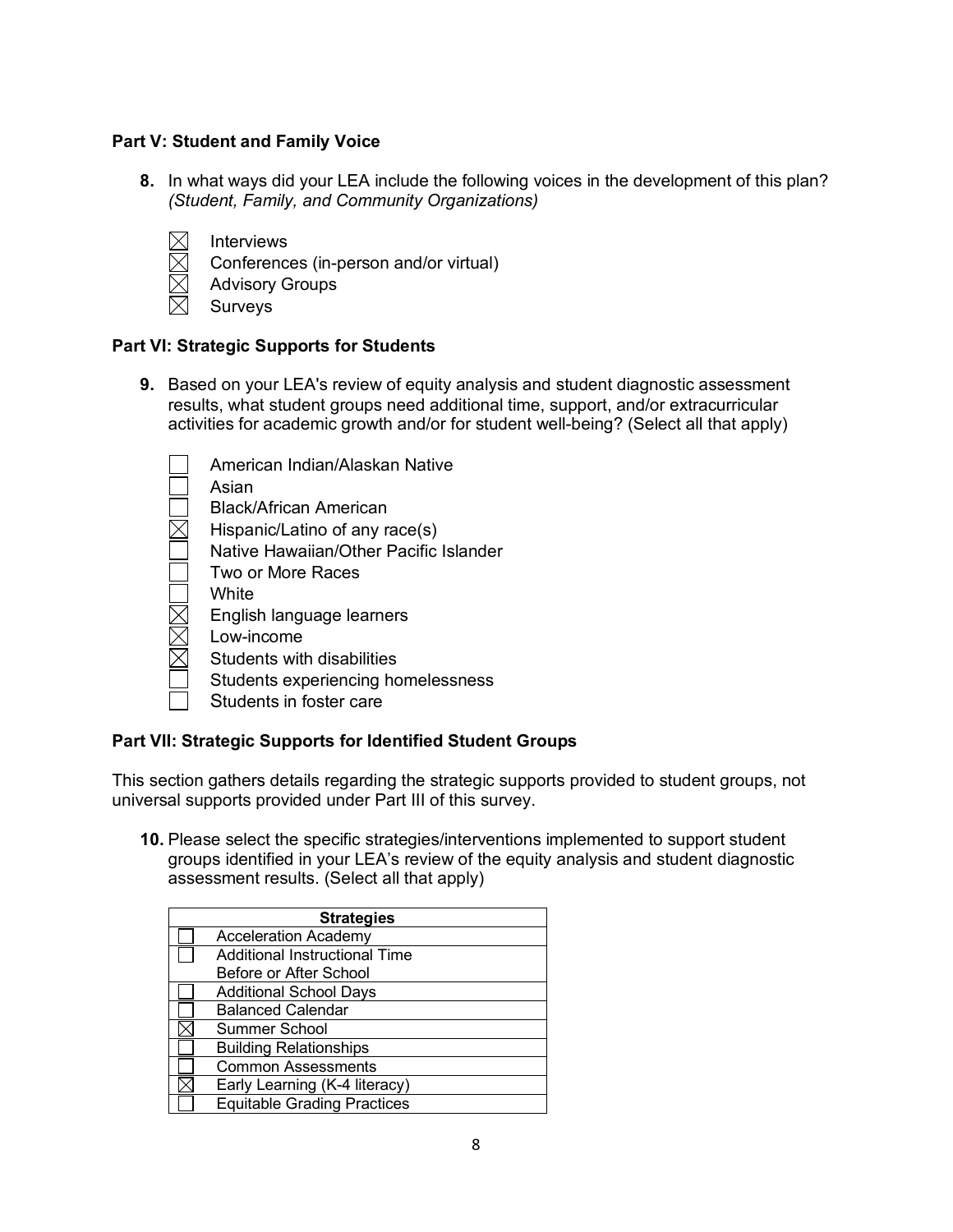**Part V: Student and Family Voice**

8. In what ways did your LEA include the following voices in the development of this plan? *(Student, Family, and Community Organizations)*

- ☒ Interviews
- ☒ Conferences (in-person and/or virtual)
- ☒ Advisory Groups
- ☒ Surveys

**Part VI: Strategic Supports for Students**

9. Based on your LEA's review of equity analysis and student diagnostic assessment results, what student groups need additional time, support, and/or extracurricular activities for academic growth and/or for student well-being? (Select all that apply)

- ☐ American Indian/Alaskan Native
- ☐ Asian
- ☐ Black/African American
- ☒ Hispanic/Latino of any race(s)
- ☐ Native Hawaiian/Other Pacific Islander
- ☐ Two or More Races
- ☐ White
- ☒ English language learners
- ☒ Low-income
- ☒ Students with disabilities
- ☐ Students experiencing homelessness
- ☐ Students in foster care

**Part VII: Strategic Supports for Identified Student Groups**

This section gathers details regarding the strategic supports provided to student groups, not universal supports provided under Part III of this survey.

10. Please select the specific strategies/interventions implemented to support student groups identified in your LEA's review of the equity analysis and student diagnostic assessment results. (Select all that apply)

| | Strategies |
|---|---|
| ☐ | Acceleration Academy |
| ☐ | Additional Instructional Time Before or After School |
| ☐ | Additional School Days |
| ☐ | Balanced Calendar |
| ☒ | Summer School |
| ☐ | Building Relationships |
| ☐ | Common Assessments |
| ☒ | Early Learning (K-4 literacy) |
| ☐ | Equitable Grading Practices |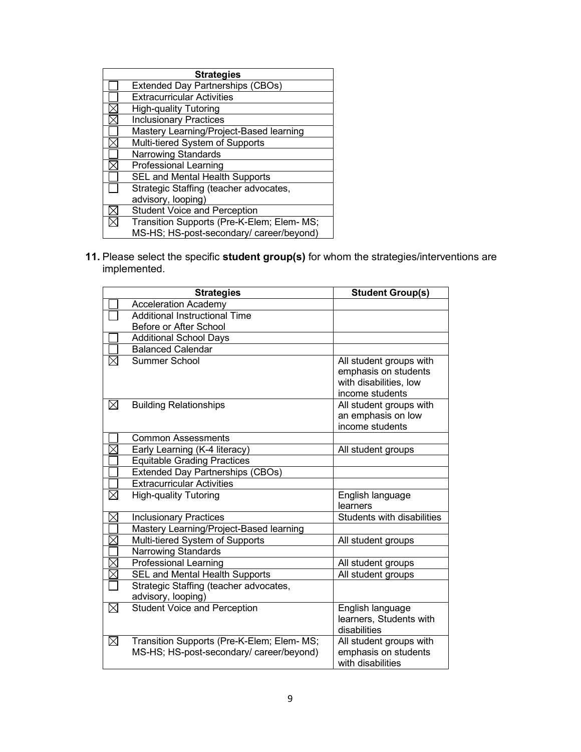| | Strategies |
|---|---|
| ☐ | Extended Day Partnerships (CBOs) |
| ☐ | Extracurricular Activities |
| ☒ | High-quality Tutoring |
| ☒ | Inclusionary Practices |
| ☐ | Mastery Learning/Project-Based learning |
| ☒ | Multi-tiered System of Supports |
| ☐ | Narrowing Standards |
| ☒ | Professional Learning |
| ☐ | SEL and Mental Health Supports |
| ☐ | Strategic Staffing (teacher advocates, advisory, looping) |
| ☒ | Student Voice and Perception |
| ☒ | Transition Supports (Pre-K-Elem; Elem- MS; MS-HS; HS-post-secondary/ career/beyond) |

**11.** Please select the specific **student group(s)** for whom the strategies/interventions are implemented.

| | Strategies | Student Group(s) |
|---|---|---|
| ☐ | Acceleration Academy | |
| ☐ | Additional Instructional Time Before or After School | |
| ☐ | Additional School Days | |
| ☐ | Balanced Calendar | |
| ☒ | Summer School | All student groups with emphasis on students with disabilities, low income students |
| ☒ | Building Relationships | All student groups with an emphasis on low income students |
| ☐ | Common Assessments | |
| ☒ | Early Learning (K-4 literacy) | All student groups |
| ☐ | Equitable Grading Practices | |
| ☐ | Extended Day Partnerships (CBOs) | |
| ☐ | Extracurricular Activities | |
| ☒ | High-quality Tutoring | English language learners |
| ☒ | Inclusionary Practices | Students with disabilities |
| ☐ | Mastery Learning/Project-Based learning | |
| ☒ | Multi-tiered System of Supports | All student groups |
| ☐ | Narrowing Standards | |
| ☒ | Professional Learning | All student groups |
| ☒ | SEL and Mental Health Supports | All student groups |
| ☐ | Strategic Staffing (teacher advocates, advisory, looping) | |
| ☒ | Student Voice and Perception | English language learners, Students with disabilities |
| ☒ | Transition Supports (Pre-K-Elem; Elem- MS; MS-HS; HS-post-secondary/ career/beyond) | All student groups with emphasis on students with disabilities |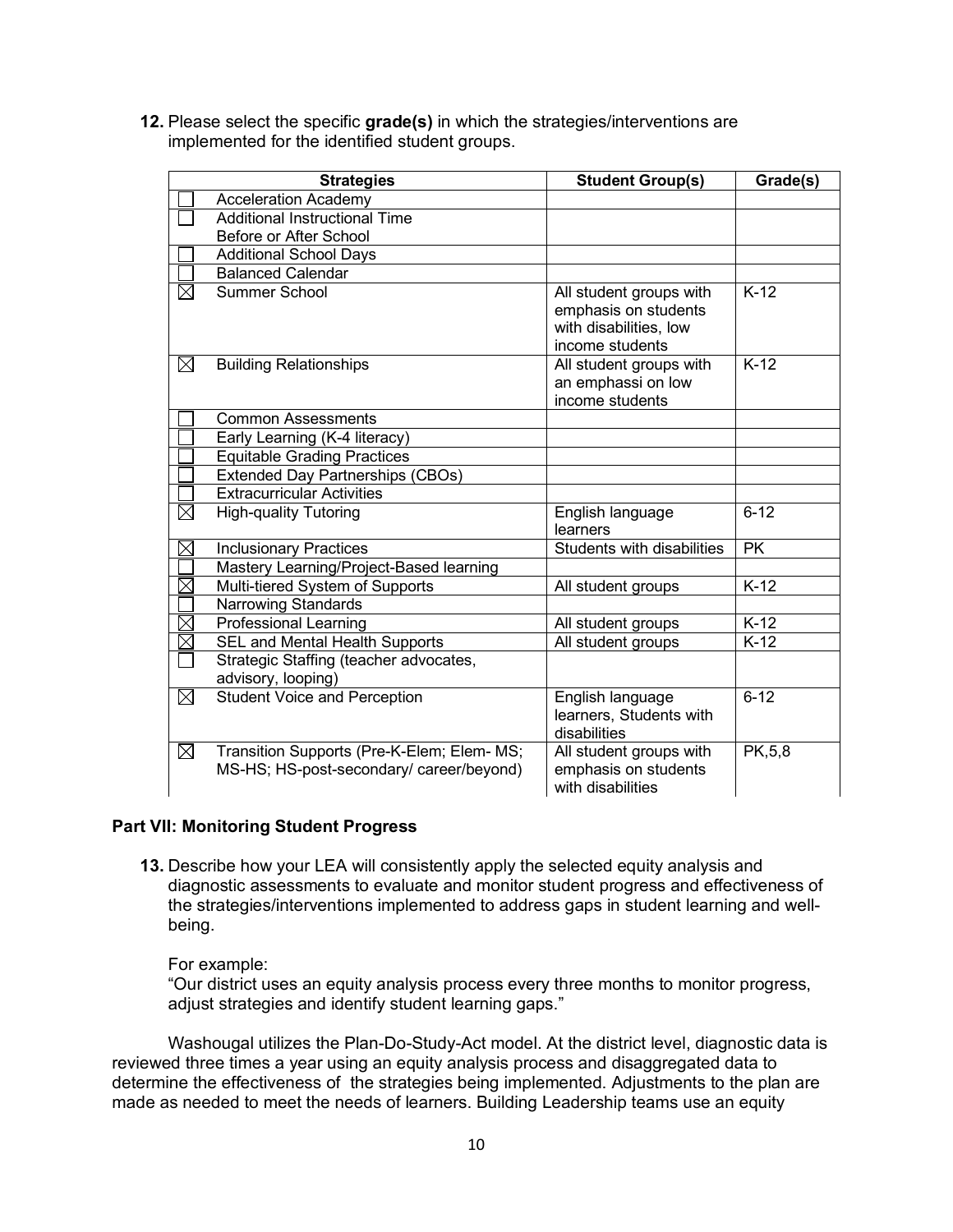**12.** Please select the specific **grade(s)** in which the strategies/interventions are implemented for the identified student groups.

| | Strategies | Student Group(s) | Grade(s) |
|---|---|---|---|
| ☐ | Acceleration Academy | | |
| ☐ | Additional Instructional Time Before or After School | | |
| ☐ | Additional School Days | | |
| ☐ | Balanced Calendar | | |
| ☒ | Summer School | All student groups with emphasis on students with disabilities, low income students | K-12 |
| ☒ | Building Relationships | All student groups with an emphassi on low income students | K-12 |
| ☐ | Common Assessments | | |
| ☐ | Early Learning (K-4 literacy) | | |
| ☐ | Equitable Grading Practices | | |
| ☐ | Extended Day Partnerships (CBOs) | | |
| ☐ | Extracurricular Activities | | |
| ☒ | High-quality Tutoring | English language learners | 6-12 |
| ☒ | Inclusionary Practices | Students with disabilities | PK |
| ☐ | Mastery Learning/Project-Based learning | | |
| ☒ | Multi-tiered System of Supports | All student groups | K-12 |
| ☐ | Narrowing Standards | | |
| ☒ | Professional Learning | All student groups | K-12 |
| ☒ | SEL and Mental Health Supports | All student groups | K-12 |
| ☐ | Strategic Staffing (teacher advocates, advisory, looping) | | |
| ☒ | Student Voice and Perception | English language learners, Students with disabilities | 6-12 |
| ☒ | Transition Supports (Pre-K-Elem; Elem- MS; MS-HS; HS-post-secondary/ career/beyond) | All student groups with emphasis on students with disabilities | PK,5,8 |

## Part VII: Monitoring Student Progress

**13.** Describe how your LEA will consistently apply the selected equity analysis and diagnostic assessments to evaluate and monitor student progress and effectiveness of the strategies/interventions implemented to address gaps in student learning and well-being.

For example:
"Our district uses an equity analysis process every three months to monitor progress, adjust strategies and identify student learning gaps."

Washougal utilizes the Plan-Do-Study-Act model. At the district level, diagnostic data is reviewed three times a year using an equity analysis process and disaggregated data to determine the effectiveness of the strategies being implemented. Adjustments to the plan are made as needed to meet the needs of learners. Building Leadership teams use an equity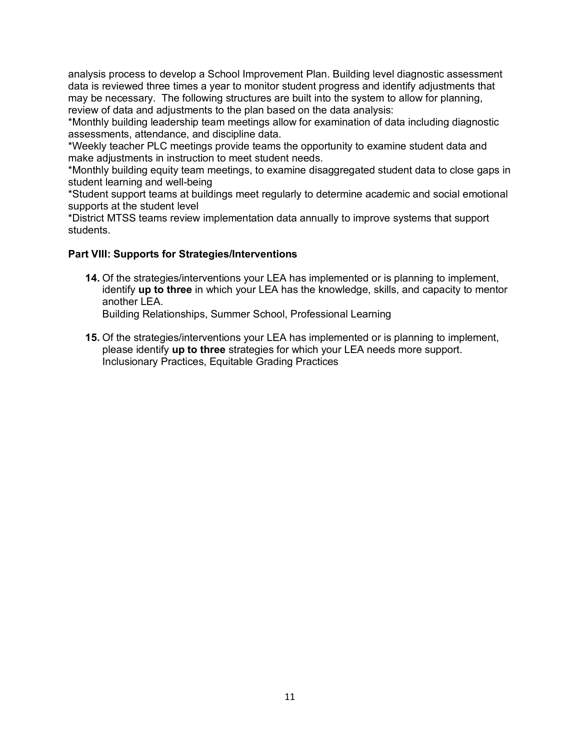analysis process to develop a School Improvement Plan. Building level diagnostic assessment data is reviewed three times a year to monitor student progress and identify adjustments that may be necessary. The following structures are built into the system to allow for planning, review of data and adjustments to the plan based on the data analysis:

*Monthly building leadership team meetings allow for examination of data including diagnostic assessments, attendance, and discipline data.

*Weekly teacher PLC meetings provide teams the opportunity to examine student data and make adjustments in instruction to meet student needs.

*Monthly building equity team meetings, to examine disaggregated student data to close gaps in student learning and well-being

*Student support teams at buildings meet regularly to determine academic and social emotional supports at the student level

*District MTSS teams review implementation data annually to improve systems that support students.

**Part VIII: Supports for Strategies/Interventions**

**14.** Of the strategies/interventions your LEA has implemented or is planning to implement, identify **up to three** in which your LEA has the knowledge, skills, and capacity to mentor another LEA.
Building Relationships, Summer School, Professional Learning

**15.** Of the strategies/interventions your LEA has implemented or is planning to implement, please identify **up to three** strategies for which your LEA needs more support.
Inclusionary Practices, Equitable Grading Practices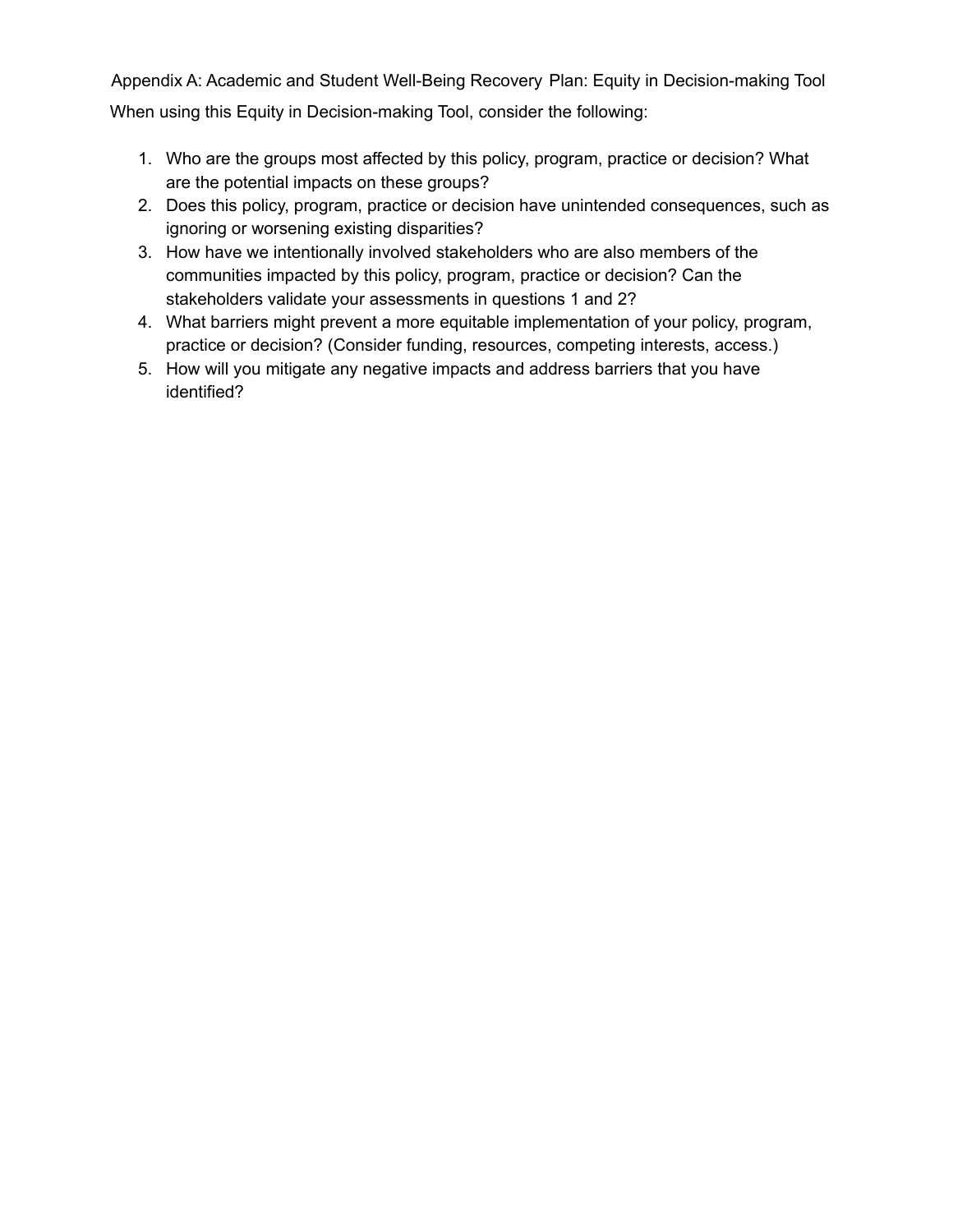Appendix A: Academic and Student Well-Being Recovery Plan: Equity in Decision-making Tool

When using this Equity in Decision-making Tool, consider the following:

1. Who are the groups most affected by this policy, program, practice or decision? What are the potential impacts on these groups?
2. Does this policy, program, practice or decision have unintended consequences, such as ignoring or worsening existing disparities?
3. How have we intentionally involved stakeholders who are also members of the communities impacted by this policy, program, practice or decision? Can the stakeholders validate your assessments in questions 1 and 2?
4. What barriers might prevent a more equitable implementation of your policy, program, practice or decision? (Consider funding, resources, competing interests, access.)
5. How will you mitigate any negative impacts and address barriers that you have identified?